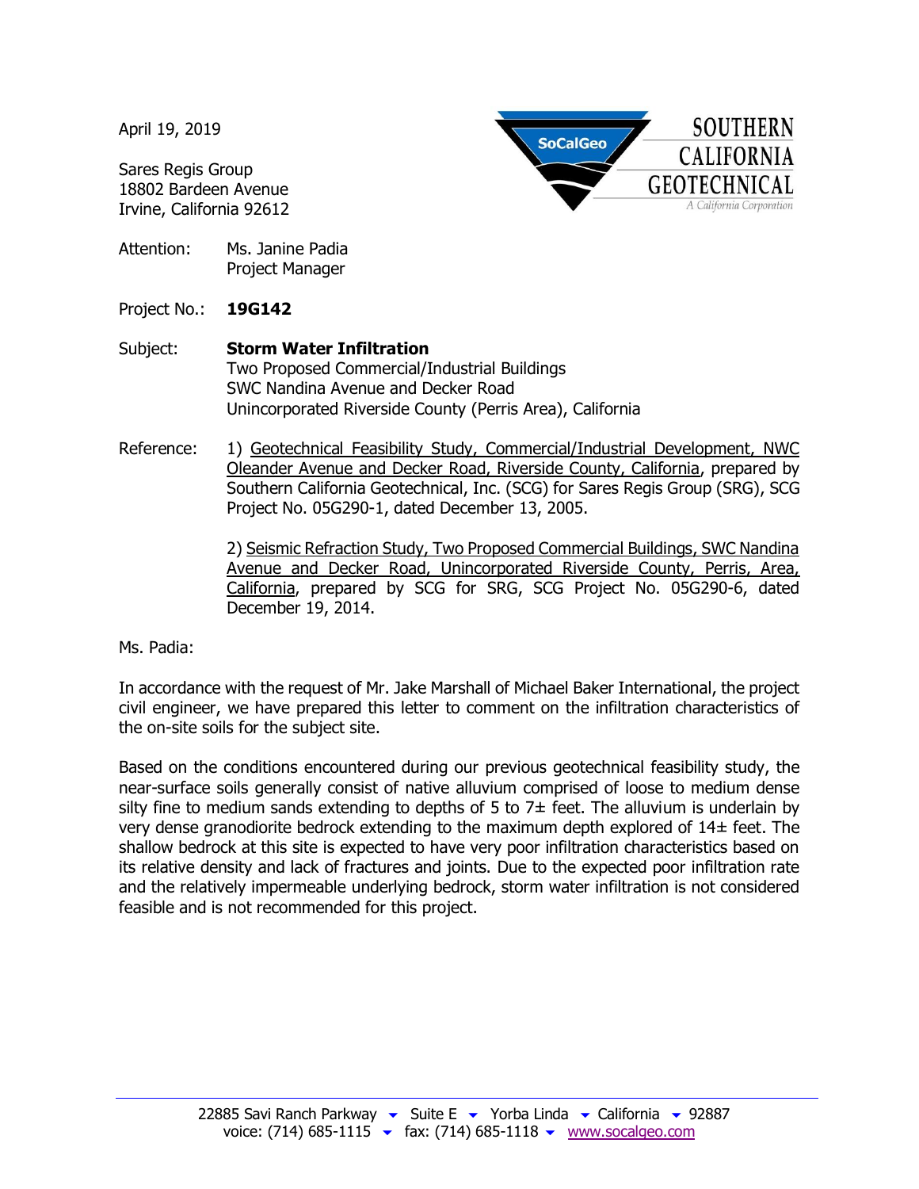April 19, 2019

Sares Regis Group
18802 Bardeen Avenue
Irvine, California 92612

SOUTHERN CALIFORNIA GEOTECHNICAL
A California Corporation

Attention: Ms. Janine Padia
Project Manager

Project No.: **19G142**

Subject: **Storm Water Infiltration**
Two Proposed Commercial/Industrial Buildings
SWC Nandina Avenue and Decker Road
Unincorporated Riverside County (Perris Area), California

Reference: 1) Geotechnical Feasibility Study, Commercial/Industrial Development, NWC Oleander Avenue and Decker Road, Riverside County, California, prepared by Southern California Geotechnical, Inc. (SCG) for Sares Regis Group (SRG), SCG Project No. 05G290-1, dated December 13, 2005.

2) Seismic Refraction Study, Two Proposed Commercial Buildings, SWC Nandina Avenue and Decker Road, Unincorporated Riverside County, Perris, Area, California, prepared by SCG for SRG, SCG Project No. 05G290-6, dated December 19, 2014.

Ms. Padia:

In accordance with the request of Mr. Jake Marshall of Michael Baker International, the project civil engineer, we have prepared this letter to comment on the infiltration characteristics of the on-site soils for the subject site.

Based on the conditions encountered during our previous geotechnical feasibility study, the near-surface soils generally consist of native alluvium comprised of loose to medium dense silty fine to medium sands extending to depths of 5 to 7± feet. The alluvium is underlain by very dense granodiorite bedrock extending to the maximum depth explored of 14± feet. The shallow bedrock at this site is expected to have very poor infiltration characteristics based on its relative density and lack of fractures and joints. Due to the expected poor infiltration rate and the relatively impermeable underlying bedrock, storm water infiltration is not considered feasible and is not recommended for this project.

22885 Savi Ranch Parkway ▾ Suite E ▾ Yorba Linda ▾ California ▾ 92887
voice: (714) 685-1115 ▾ fax: (714) 685-1118 ▾ www.socalgeo.com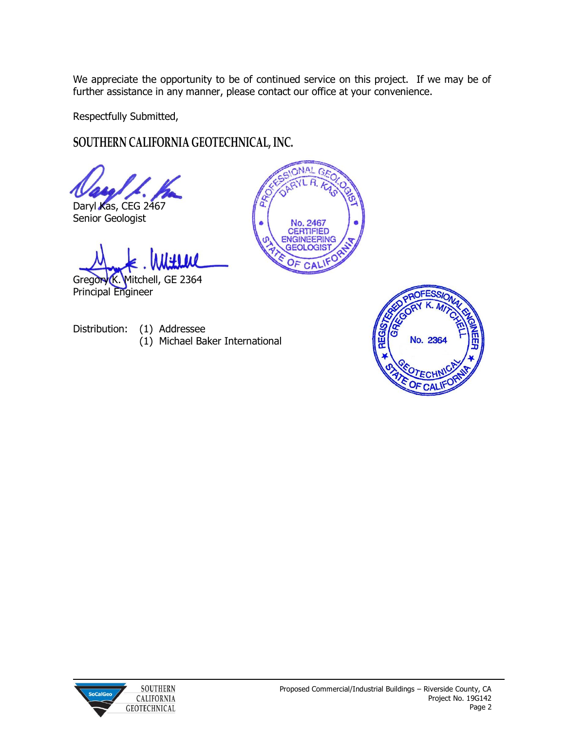We appreciate the opportunity to be of continued service on this project. If we may be of further assistance in any manner, please contact our office at your convenience.

Respectfully Submitted,

**SOUTHERN CALIFORNIA GEOTECHNICAL, INC.**

Daryl Kas, CEG 2467
Senior Geologist

Gregory K. Mitchell, GE 2364
Principal Engineer

Distribution: (1) Addressee
(1) Michael Baker International

PROFESSIONAL GEOLOGIST
DARYL R. KAS
No. 2467
CERTIFIED
ENGINEERING
GEOLOGIST
STATE OF CALIFORNIA

REGISTERED PROFESSIONAL ENGINEER
GREGORY K. MITCHELL
No. 2364
GEOTECHNICAL
STATE OF CALIFORNIA